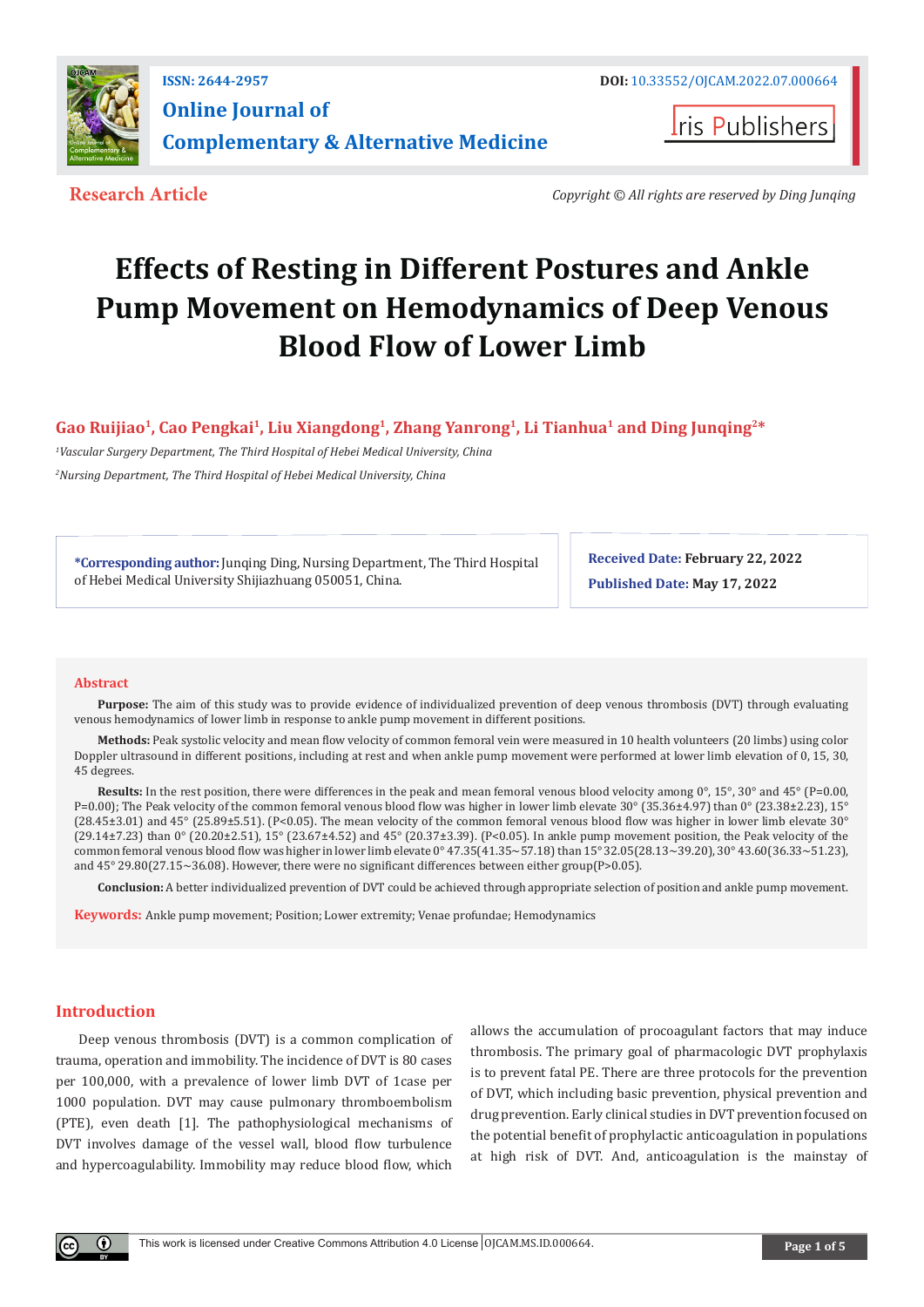ISSN: 2644-2957

DOI: 10.33552/OJCAM.2022.07.000664

**Online Journal of Complementary & Alternative Medicine**

Iris Publishers

**Research Article**

*Copyright © All rights are reserved by Ding Junqing*

# Effects of Resting in Different Postures and Ankle Pump Movement on Hemodynamics of Deep Venous Blood Flow of Lower Limb

**Gao Ruijiao[1], Cao Pengkai[1], Liu Xiangdong[1], Zhang Yanrong[1], Li Tianhua[1] and Ding Junqing[2]***

[1]*Vascular Surgery Department, The Third Hospital of Hebei Medical University, China*

[2]*Nursing Department, The Third Hospital of Hebei Medical University, China*

**\*Corresponding author:** Junqing Ding, Nursing Department, The Third Hospital of Hebei Medical University Shijiazhuang 050051, China.

**Received Date:** February 22, 2022

**Published Date:** May 17, 2022

## Abstract

**Purpose:** The aim of this study was to provide evidence of individualized prevention of deep venous thrombosis (DVT) through evaluating venous hemodynamics of lower limb in response to ankle pump movement in different positions.

**Methods:** Peak systolic velocity and mean flow velocity of common femoral vein were measured in 10 health volunteers (20 limbs) using color Doppler ultrasound in different positions, including at rest and when ankle pump movement were performed at lower limb elevation of 0, 15, 30, 45 degrees.

**Results:** In the rest position, there were differences in the peak and mean femoral venous blood velocity among 0°, 15°, 30° and 45° (P=0.00, P=0.00); The Peak velocity of the common femoral venous blood flow was higher in lower limb elevate 30° (35.36±4.97) than 0° (23.38±2.23), 15° (28.45±3.01) and 45° (25.89±5.51). (P<0.05). The mean velocity of the common femoral venous blood flow was higher in lower limb elevate 30° (29.14±7.23) than 0° (20.20±2.51), 15° (23.67±4.52) and 45° (20.37±3.39). (P<0.05). In ankle pump movement position, the Peak velocity of the common femoral venous blood flow was higher in lower limb elevate 0° 47.35(41.35~57.18) than 15° 32.05(28.13~39.20), 30° 43.60(36.33~51.23), and 45° 29.80(27.15~36.08). However, there were no significant differences between either group(P>0.05).

**Conclusion:** A better individualized prevention of DVT could be achieved through appropriate selection of position and ankle pump movement.

**Keywords:** Ankle pump movement; Position; Lower extremity; Venae profundae; Hemodynamics

## Introduction

Deep venous thrombosis (DVT) is a common complication of trauma, operation and immobility. The incidence of DVT is 80 cases per 100,000, with a prevalence of lower limb DVT of 1case per 1000 population. DVT may cause pulmonary thromboembolism (PTE), even death [1]. The pathophysiological mechanisms of DVT involves damage of the vessel wall, blood flow turbulence and hypercoagulability. Immobility may reduce blood flow, which allows the accumulation of procoagulant factors that may induce thrombosis. The primary goal of pharmacologic DVT prophylaxis is to prevent fatal PE. There are three protocols for the prevention of DVT, which including basic prevention, physical prevention and drug prevention. Early clinical studies in DVT prevention focused on the potential benefit of prophylactic anticoagulation in populations at high risk of DVT. And, anticoagulation is the mainstay of

This work is licensed under Creative Commons Attribution 4.0 License OJCAM.MS.ID.000664.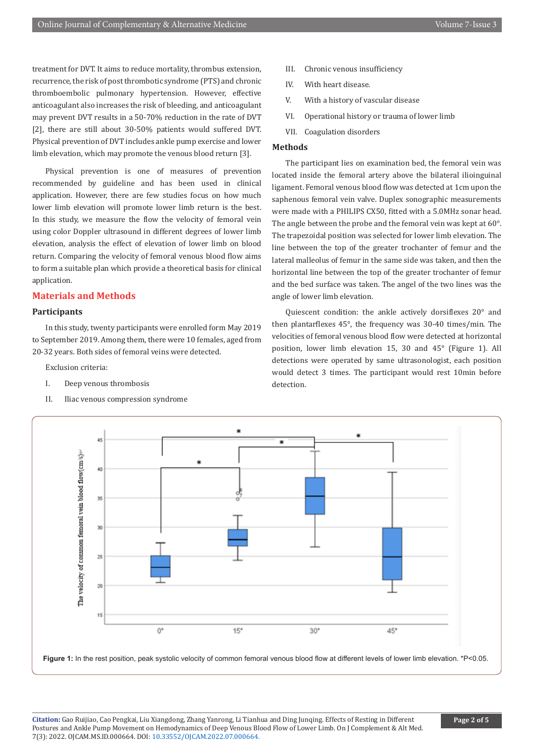treatment for DVT. It aims to reduce mortality, thrombus extension, recurrence, the risk of post thrombotic syndrome (PTS) and chronic thromboembolic pulmonary hypertension. However, effective anticoagulant also increases the risk of bleeding, and anticoagulant may prevent DVT results in a 50-70% reduction in the rate of DVT [2], there are still about 30-50% patients would suffered DVT. Physical prevention of DVT includes ankle pump exercise and lower limb elevation, which may promote the venous blood return [3].

Physical prevention is one of measures of prevention recommended by guideline and has been used in clinical application. However, there are few studies focus on how much lower limb elevation will promote lower limb return is the best. In this study, we measure the flow the velocity of femoral vein using color Doppler ultrasound in different degrees of lower limb elevation, analysis the effect of elevation of lower limb on blood return. Comparing the velocity of femoral venous blood flow aims to form a suitable plan which provide a theoretical basis for clinical application.

## Materials and Methods

### Participants

In this study, twenty participants were enrolled form May 2019 to September 2019. Among them, there were 10 females, aged from 20-32 years. Both sides of femoral veins were detected.

Exclusion criteria:

I. Deep venous thrombosis

II. Iliac venous compression syndrome

III. Chronic venous insufficiency

IV. With heart disease.

V. With a history of vascular disease

VI. Operational history or trauma of lower limb

VII. Coagulation disorders

### Methods

The participant lies on examination bed, the femoral vein was located inside the femoral artery above the bilateral ilioinguinal ligament. Femoral venous blood flow was detected at 1cm upon the saphenous femoral vein valve. Duplex sonographic measurements were made with a PHILIPS CX50, fitted with a 5.0MHz sonar head. The angle between the probe and the femoral vein was kept at 60°. The trapezoidal position was selected for lower limb elevation. The line between the top of the greater trochanter of femur and the lateral malleolus of femur in the same side was taken, and then the horizontal line between the top of the greater trochanter of femur and the bed surface was taken. The angel of the two lines was the angle of lower limb elevation.

Quiescent condition: the ankle actively dorsiflexes 20° and then plantarflexes 45°, the frequency was 30-40 times/min. The velocities of femoral venous blood flow were detected at horizontal position, lower limb elevation 15, 30 and 45° (Figure 1). All detections were operated by same ultrasonologist, each position would detect 3 times. The participant would rest 10min before detection.

**Figure 1:** In the rest position, peak systolic velocity of common femoral venous blood flow at different levels of lower limb elevation. *P<0.05.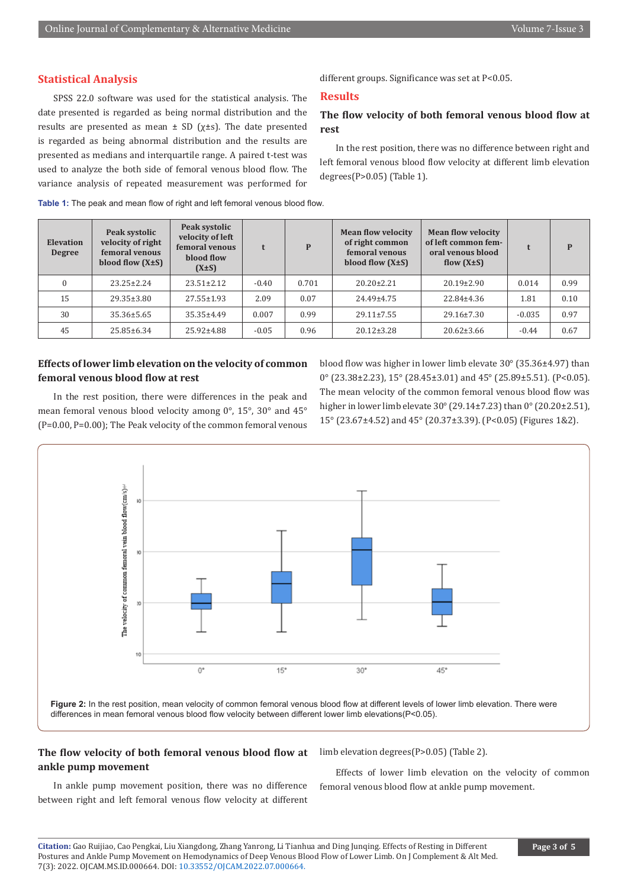## Statistical Analysis

SPSS 22.0 software was used for the statistical analysis. The date presented is regarded as being normal distribution and the results are presented as mean ± SD (χ±s). The date presented is regarded as being abnormal distribution and the results are presented as medians and interquartile range. A paired t-test was used to analyze the both side of femoral venous blood flow. The variance analysis of repeated measurement was performed for different groups. Significance was set at P<0.05.

## Results

### The flow velocity of both femoral venous blood flow at rest

In the rest position, there was no difference between right and left femoral venous blood flow velocity at different limb elevation degrees(P>0.05) (Table 1).

**Table 1:** The peak and mean flow of right and left femoral venous blood flow.

| Elevation Degree | Peak systolic velocity of right femoral venous blood flow (X±S) | Peak systolic velocity of left femoral venous blood flow (X±S) | t | P | Mean flow velocity of right common femoral venous blood flow (X±S) | Mean flow velocity of left common femoral venous blood flow (X±S) | t | P |
|---|---|---|---|---|---|---|---|---|
| 0 | 23.25±2.24 | 23.51±2.12 | -0.40 | 0.701 | 20.20±2.21 | 20.19±2.90 | 0.014 | 0.99 |
| 15 | 29.35±3.80 | 27.55±1.93 | 2.09 | 0.07 | 24.49±4.75 | 22.84±4.36 | 1.81 | 0.10 |
| 30 | 35.36±5.65 | 35.35±4.49 | 0.007 | 0.99 | 29.11±7.55 | 29.16±7.30 | -0.035 | 0.97 |
| 45 | 25.85±6.34 | 25.92±4.88 | -0.05 | 0.96 | 20.12±3.28 | 20.62±3.66 | -0.44 | 0.67 |

### Effects of lower limb elevation on the velocity of common femoral venous blood flow at rest

In the rest position, there were differences in the peak and mean femoral venous blood velocity among 0°, 15°, 30° and 45° (P=0.00, P=0.00); The Peak velocity of the common femoral venous blood flow was higher in lower limb elevate 30° (35.36±4.97) than 0° (23.38±2.23), 15° (28.45±3.01) and 45° (25.89±5.51). (P<0.05). The mean velocity of the common femoral venous blood flow was higher in lower limb elevate 30° (29.14±7.23) than 0° (20.20±2.51), 15° (23.67±4.52) and 45° (20.37±3.39). (P<0.05) (Figures 1&2).

**Figure 2:** In the rest position, mean velocity of common femoral venous blood flow at different levels of lower limb elevation. There were differences in mean femoral venous blood flow velocity between different lower limb elevations(P<0.05).

### The flow velocity of both femoral venous blood flow at ankle pump movement

In ankle pump movement position, there was no difference between right and left femoral venous flow velocity at different limb elevation degrees(P>0.05) (Table 2).

Effects of lower limb elevation on the velocity of common femoral venous blood flow at ankle pump movement.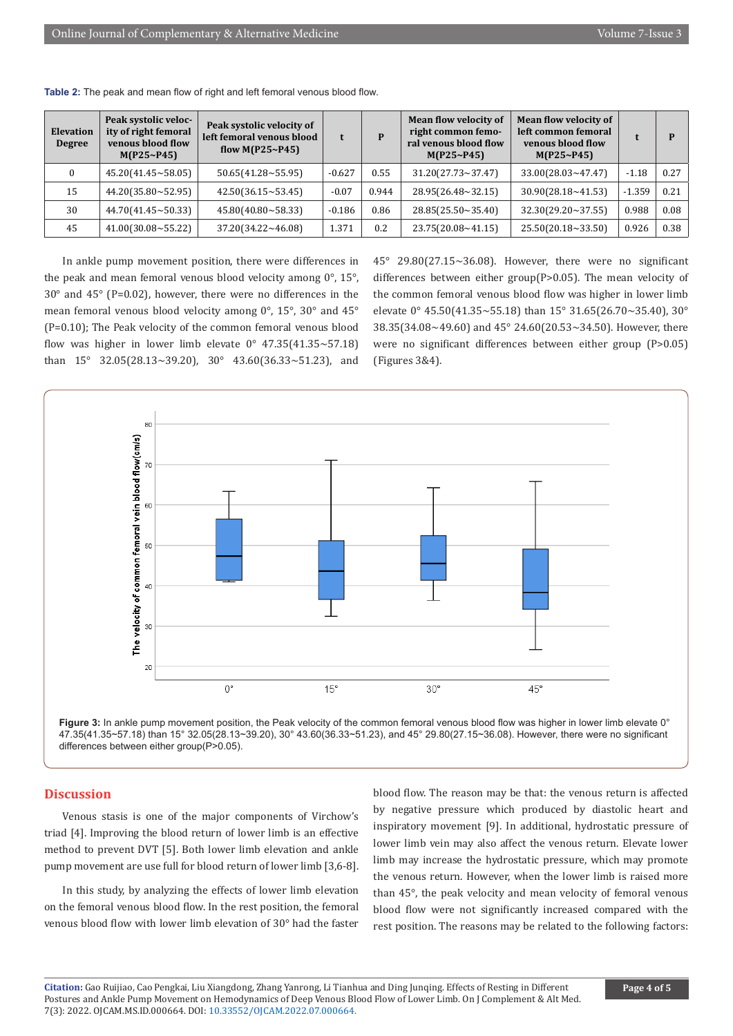**Table 2:** The peak and mean flow of right and left femoral venous blood flow.

| Elevation Degree | Peak systolic velocity of right femoral venous blood flow M(P25~P45) | Peak systolic velocity of left femoral venous blood flow M(P25~P45) | t | P | Mean flow velocity of right common femoral venous blood flow M(P25~P45) | Mean flow velocity of left common femoral venous blood flow M(P25~P45) | t | P |
|---|---|---|---|---|---|---|---|---|
| 0 | 45.20(41.45~58.05) | 50.65(41.28~55.95) | -0.627 | 0.55 | 31.20(27.73~37.47) | 33.00(28.03~47.47) | -1.18 | 0.27 |
| 15 | 44.20(35.80~52.95) | 42.50(36.15~53.45) | -0.07 | 0.944 | 28.95(26.48~32.15) | 30.90(28.18~41.53) | -1.359 | 0.21 |
| 30 | 44.70(41.45~50.33) | 45.80(40.80~58.33) | -0.186 | 0.86 | 28.85(25.50~35.40) | 32.30(29.20~37.55) | 0.988 | 0.08 |
| 45 | 41.00(30.08~55.22) | 37.20(34.22~46.08) | 1.371 | 0.2 | 23.75(20.08~41.15) | 25.50(20.18~33.50) | 0.926 | 0.38 |

In ankle pump movement position, there were differences in the peak and mean femoral venous blood velocity among 0°, 15°, 30° and 45° (P=0.02), however, there were no differences in the mean femoral venous blood velocity among 0°, 15°, 30° and 45° (P=0.10); The Peak velocity of the common femoral venous blood flow was higher in lower limb elevate 0° 47.35(41.35~57.18) than 15° 32.05(28.13~39.20), 30° 43.60(36.33~51.23), and 45° 29.80(27.15~36.08). However, there were no significant differences between either group(P>0.05). The mean velocity of the common femoral venous blood flow was higher in lower limb elevate 0° 45.50(41.35~55.18) than 15° 31.65(26.70~35.40), 30° 38.35(34.08~49.60) and 45° 24.60(20.53~34.50). However, there were no significant differences between either group (P>0.05) (Figures 3&4).

**Figure 3:** In ankle pump movement position, the Peak velocity of the common femoral venous blood flow was higher in lower limb elevate 0° 47.35(41.35~57.18) than 15° 32.05(28.13~39.20), 30° 43.60(36.33~51.23), and 45° 29.80(27.15~36.08). However, there were no significant differences between either group(P>0.05).

## Discussion

Venous stasis is one of the major components of Virchow's triad [4]. Improving the blood return of lower limb is an effective method to prevent DVT [5]. Both lower limb elevation and ankle pump movement are use full for blood return of lower limb [3,6-8].

In this study, by analyzing the effects of lower limb elevation on the femoral venous blood flow. In the rest position, the femoral venous blood flow with lower limb elevation of 30° had the faster blood flow. The reason may be that: the venous return is affected by negative pressure which produced by diastolic heart and inspiratory movement [9]. In additional, hydrostatic pressure of lower limb vein may also affect the venous return. Elevate lower limb may increase the hydrostatic pressure, which may promote the venous return. However, when the lower limb is raised more than 45°, the peak velocity and mean velocity of femoral venous blood flow were not significantly increased compared with the rest position. The reasons may be related to the following factors: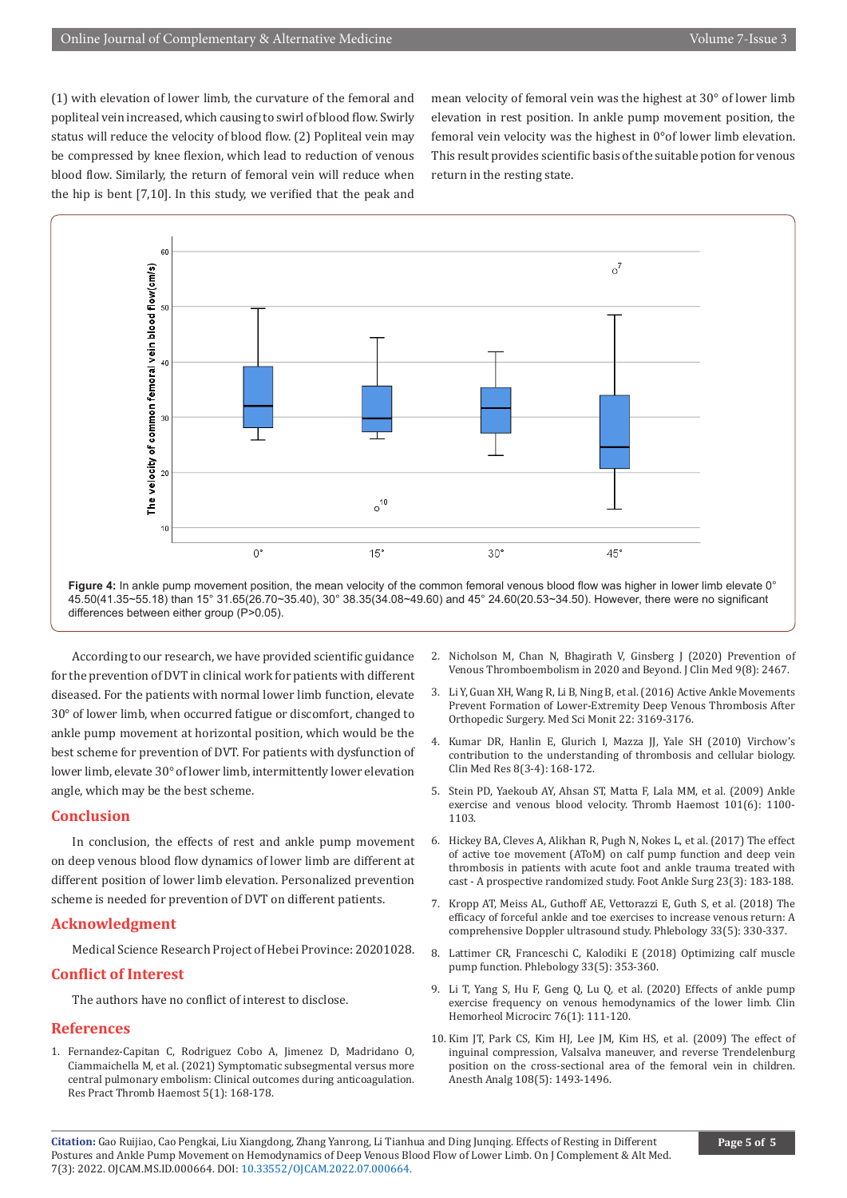(1) with elevation of lower limb, the curvature of the femoral and popliteal vein increased, which causing to swirl of blood flow. Swirly status will reduce the velocity of blood flow. (2) Popliteal vein may be compressed by knee flexion, which lead to reduction of venous blood flow. Similarly, the return of femoral vein will reduce when the hip is bent [7,10]. In this study, we verified that the peak and mean velocity of femoral vein was the highest at 30° of lower limb elevation in rest position. In ankle pump movement position, the femoral vein velocity was the highest in 0°of lower limb elevation. This result provides scientific basis of the suitable potion for venous return in the resting state.

The velocity of common femoral vein blood flow(cm/s)

60
50
40
30
20
10

0°
15°
30°
45°

7
10

**Figure 4:** In ankle pump movement position, the mean velocity of the common femoral venous blood flow was higher in lower limb elevate 0° 45.50(41.35~55.18) than 15° 31.65(26.70~35.40), 30° 38.35(34.08~49.60) and 45° 24.60(20.53~34.50). However, there were no significant differences between either group (P>0.05).

According to our research, we have provided scientific guidance for the prevention of DVT in clinical work for patients with different diseased. For the patients with normal lower limb function, elevate 30° of lower limb, when occurred fatigue or discomfort, changed to ankle pump movement at horizontal position, which would be the best scheme for prevention of DVT. For patients with dysfunction of lower limb, elevate 30° of lower limb, intermittently lower elevation angle, which may be the best scheme.

## Conclusion

In conclusion, the effects of rest and ankle pump movement on deep venous blood flow dynamics of lower limb are different at different position of lower limb elevation. Personalized prevention scheme is needed for prevention of DVT on different patients.

## Acknowledgment

Medical Science Research Project of Hebei Province: 20201028.

## Conflict of Interest

The authors have no conflict of interest to disclose.

## References

1. Fernandez-Capitan C, Rodriguez Cobo A, Jimenez D, Madridano O, Ciammaichella M, et al. (2021) Symptomatic subsegmental versus more central pulmonary embolism: Clinical outcomes during anticoagulation. Res Pract Thromb Haemost 5(1): 168-178.
2. Nicholson M, Chan N, Bhagirath V, Ginsberg J (2020) Prevention of Venous Thromboembolism in 2020 and Beyond. J Clin Med 9(8): 2467.
3. Li Y, Guan XH, Wang R, Li B, Ning B, et al. (2016) Active Ankle Movements Prevent Formation of Lower-Extremity Deep Venous Thrombosis After Orthopedic Surgery. Med Sci Monit 22: 3169-3176.
4. Kumar DR, Hanlin E, Glurich I, Mazza JJ, Yale SH (2010) Virchow's contribution to the understanding of thrombosis and cellular biology. Clin Med Res 8(3-4): 168-172.
5. Stein PD, Yaekoub AY, Ahsan ST, Matta F, Lala MM, et al. (2009) Ankle exercise and venous blood velocity. Thromb Haemost 101(6): 1100-1103.
6. Hickey BA, Cleves A, Alikhan R, Pugh N, Nokes L, et al. (2017) The effect of active toe movement (AToM) on calf pump function and deep vein thrombosis in patients with acute foot and ankle trauma treated with cast - A prospective randomized study. Foot Ankle Surg 23(3): 183-188.
7. Kropp AT, Meiss AL, Guthoff AE, Vettorazzi E, Guth S, et al. (2018) The efficacy of forceful ankle and toe exercises to increase venous return: A comprehensive Doppler ultrasound study. Phlebology 33(5): 330-337.
8. Lattimer CR, Franceschi C, Kalodiki E (2018) Optimizing calf muscle pump function. Phlebology 33(5): 353-360.
9. Li T, Yang S, Hu F, Geng Q, Lu Q, et al. (2020) Effects of ankle pump exercise frequency on venous hemodynamics of the lower limb. Clin Hemorheol Microcirc 76(1): 111-120.
10. Kim JT, Park CS, Kim HJ, Lee JM, Kim HS, et al. (2009) The effect of inguinal compression, Valsalva maneuver, and reverse Trendelenburg position on the cross-sectional area of the femoral vein in children. Anesth Analg 108(5): 1493-1496.